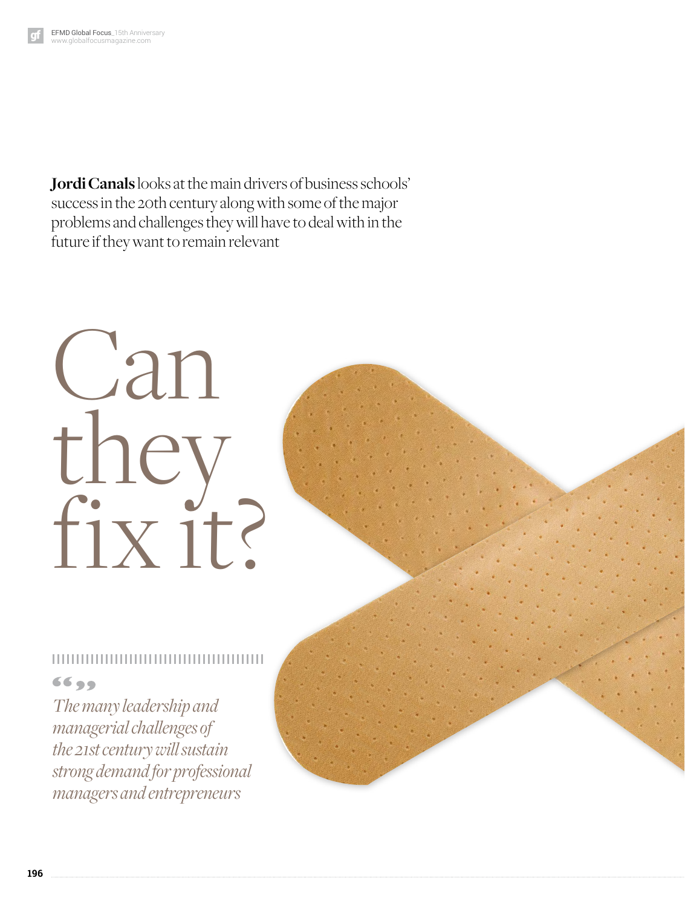**Jordi Canals** looks at the main drivers of business schools' success in the 20th century along with some of the major problems and challenges they will have to deal with in the future if they want to remain relevant

# Can they fix it?

> *The many leadership and managerial challenges of the 21st century will sustain strong demand for professional managers and entrepreneurs*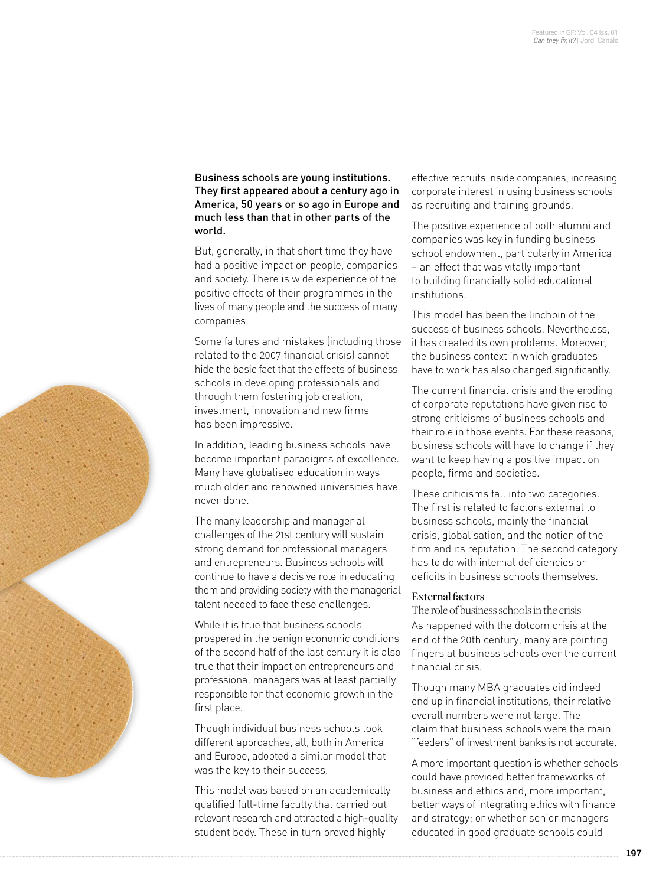**Business schools are young institutions. They first appeared about a century ago in America, 50 years or so ago in Europe and much less than that in other parts of the world.**

But, generally, in that short time they have had a positive impact on people, companies and society. There is wide experience of the positive effects of their programmes in the lives of many people and the success of many companies.

Some failures and mistakes (including those related to the 2007 financial crisis) cannot hide the basic fact that the effects of business schools in developing professionals and through them fostering job creation, investment, innovation and new firms has been impressive.

In addition, leading business schools have become important paradigms of excellence. Many have globalised education in ways much older and renowned universities have never done.

The many leadership and managerial challenges of the 21st century will sustain strong demand for professional managers and entrepreneurs. Business schools will continue to have a decisive role in educating them and providing society with the managerial talent needed to face these challenges.

While it is true that business schools prospered in the benign economic conditions of the second half of the last century it is also true that their impact on entrepreneurs and professional managers was at least partially responsible for that economic growth in the first place.

Though individual business schools took different approaches, all, both in America and Europe, adopted a similar model that was the key to their success.

This model was based on an academically qualified full-time faculty that carried out relevant research and attracted a high-quality student body. These in turn proved highly effective recruits inside companies, increasing corporate interest in using business schools as recruiting and training grounds.

The positive experience of both alumni and companies was key in funding business school endowment, particularly in America – an effect that was vitally important to building financially solid educational institutions.

This model has been the linchpin of the success of business schools. Nevertheless, it has created its own problems. Moreover, the business context in which graduates have to work has also changed significantly.

The current financial crisis and the eroding of corporate reputations have given rise to strong criticisms of business schools and their role in those events. For these reasons, business schools will have to change if they want to keep having a positive impact on people, firms and societies.

These criticisms fall into two categories. The first is related to factors external to business schools, mainly the financial crisis, globalisation, and the notion of the firm and its reputation. The second category has to do with internal deficiencies or deficits in business schools themselves.

## External factors

### The role of business schools in the crisis

As happened with the dotcom crisis at the end of the 20th century, many are pointing fingers at business schools over the current financial crisis.

Though many MBA graduates did indeed end up in financial institutions, their relative overall numbers were not large. The claim that business schools were the main "feeders" of investment banks is not accurate.

A more important question is whether schools could have provided better frameworks of business and ethics and, more important, better ways of integrating ethics with finance and strategy; or whether senior managers educated in good graduate schools could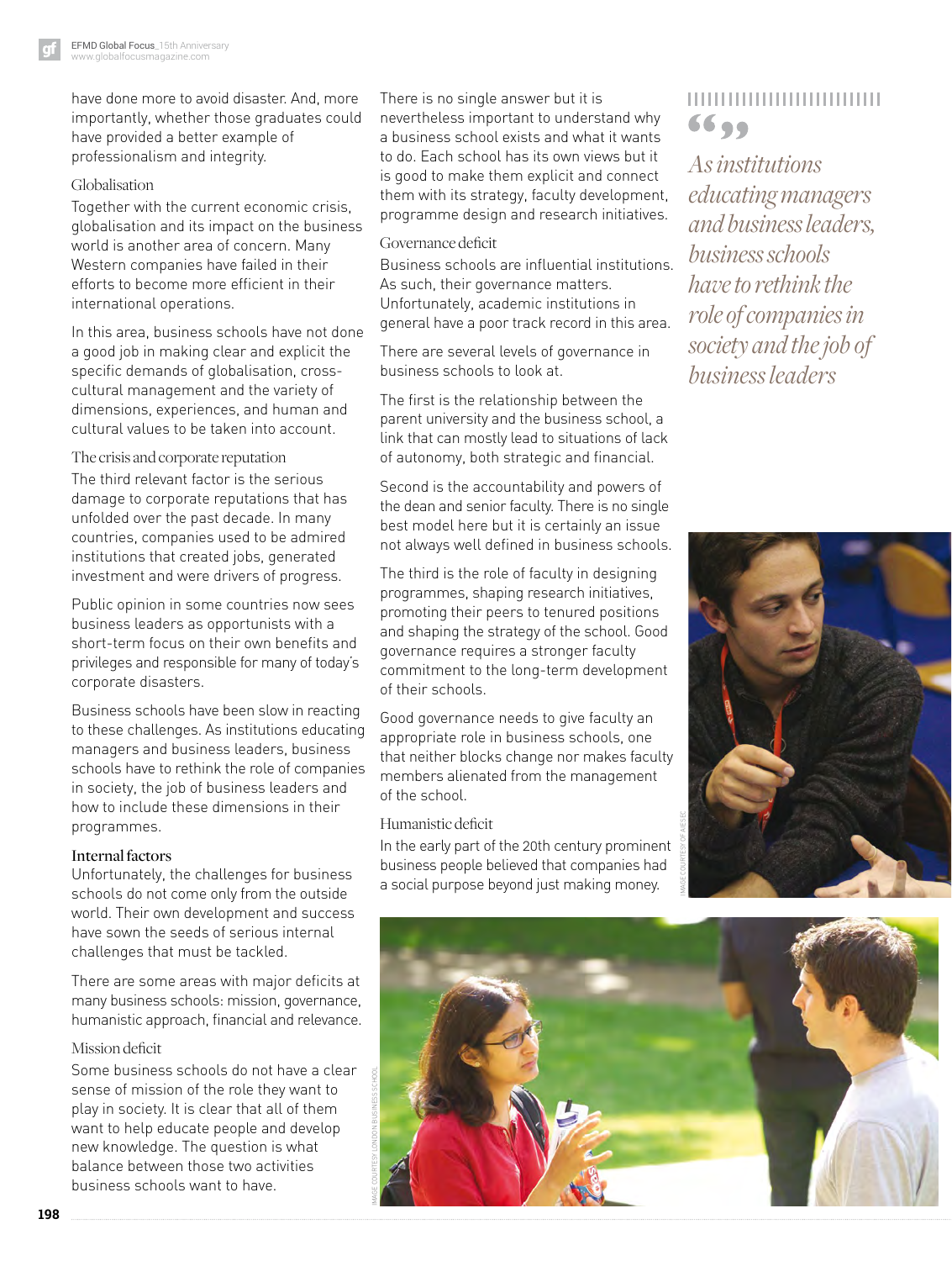have done more to avoid disaster. And, more importantly, whether those graduates could have provided a better example of professionalism and integrity.

### Globalisation

Together with the current economic crisis, globalisation and its impact on the business world is another area of concern. Many Western companies have failed in their efforts to become more efficient in their international operations.

In this area, business schools have not done a good job in making clear and explicit the specific demands of globalisation, cross-cultural management and the variety of dimensions, experiences, and human and cultural values to be taken into account.

### The crisis and corporate reputation

The third relevant factor is the serious damage to corporate reputations that has unfolded over the past decade. In many countries, companies used to be admired institutions that created jobs, generated investment and were drivers of progress.

Public opinion in some countries now sees business leaders as opportunists with a short-term focus on their own benefits and privileges and responsible for many of today's corporate disasters.

Business schools have been slow in reacting to these challenges. As institutions educating managers and business leaders, business schools have to rethink the role of companies in society, the job of business leaders and how to include these dimensions in their programmes.

## Internal factors

Unfortunately, the challenges for business schools do not come only from the outside world. Their own development and success have sown the seeds of serious internal challenges that must be tackled.

There are some areas with major deficits at many business schools: mission, governance, humanistic approach, financial and relevance.

### Mission deficit

Some business schools do not have a clear sense of mission of the role they want to play in society. It is clear that all of them want to help educate people and develop new knowledge. The question is what balance between those two activities business schools want to have.

There is no single answer but it is nevertheless important to understand why a business school exists and what it wants to do. Each school has its own views but it is good to make them explicit and connect them with its strategy, faculty development, programme design and research initiatives.

### Governance deficit

Business schools are influential institutions. As such, their governance matters. Unfortunately, academic institutions in general have a poor track record in this area.

There are several levels of governance in business schools to look at.

The first is the relationship between the parent university and the business school, a link that can mostly lead to situations of lack of autonomy, both strategic and financial.

Second is the accountability and powers of the dean and senior faculty. There is no single best model here but it is certainly an issue not always well defined in business schools.

The third is the role of faculty in designing programmes, shaping research initiatives, promoting their peers to tenured positions and shaping the strategy of the school. Good governance requires a stronger faculty commitment to the long-term development of their schools.

Good governance needs to give faculty an appropriate role in business schools, one that neither blocks change nor makes faculty members alienated from the management of the school.

### Humanistic deficit

In the early part of the 20th century prominent business people believed that companies had a social purpose beyond just making money.

> *As institutions educating managers and business leaders, business schools have to rethink the role of companies in society and the job of business leaders*

IMAGE COURTESY OF AIESEC

IMAGE COURTESY: LONDON BUSINESS SCHOOL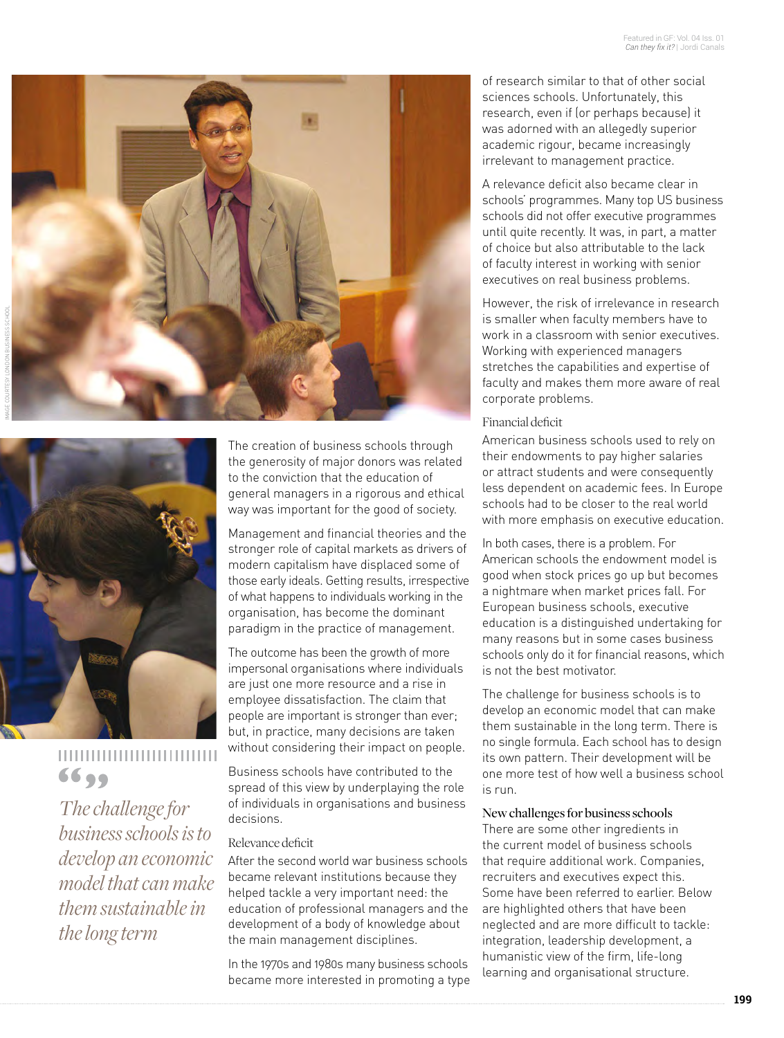The creation of business schools through the generosity of major donors was related to the conviction that the education of general managers in a rigorous and ethical way was important for the good of society.

Management and financial theories and the stronger role of capital markets as drivers of modern capitalism have displaced some of those early ideals. Getting results, irrespective of what happens to individuals working in the organisation, has become the dominant paradigm in the practice of management.

The outcome has been the growth of more impersonal organisations where individuals are just one more resource and a rise in employee dissatisfaction. The claim that people are important is stronger than ever; but, in practice, many decisions are taken without considering their impact on people.

Business schools have contributed to the spread of this view by underplaying the role of individuals in organisations and business decisions.

> *The challenge for business schools is to develop an economic model that can make them sustainable in the long term*

### Relevance deficit

After the second world war business schools became relevant institutions because they helped tackle a very important need: the education of professional managers and the development of a body of knowledge about the main management disciplines.

In the 1970s and 1980s many business schools became more interested in promoting a type of research similar to that of other social sciences schools. Unfortunately, this research, even if (or perhaps because) it was adorned with an allegedly superior academic rigour, became increasingly irrelevant to management practice.

A relevance deficit also became clear in schools' programmes. Many top US business schools did not offer executive programmes until quite recently. It was, in part, a matter of choice but also attributable to the lack of faculty interest in working with senior executives on real business problems.

However, the risk of irrelevance in research is smaller when faculty members have to work in a classroom with senior executives. Working with experienced managers stretches the capabilities and expertise of faculty and makes them more aware of real corporate problems.

### Financial deficit

American business schools used to rely on their endowments to pay higher salaries or attract students and were consequently less dependent on academic fees. In Europe schools had to be closer to the real world with more emphasis on executive education.

In both cases, there is a problem. For American schools the endowment model is good when stock prices go up but becomes a nightmare when market prices fall. For European business schools, executive education is a distinguished undertaking for many reasons but in some cases business schools only do it for financial reasons, which is not the best motivator.

The challenge for business schools is to develop an economic model that can make them sustainable in the long term. There is no single formula. Each school has to design its own pattern. Their development will be one more test of how well a business school is run.

## New challenges for business schools

There are some other ingredients in the current model of business schools that require additional work. Companies, recruiters and executives expect this. Some have been referred to earlier. Below are highlighted others that have been neglected and are more difficult to tackle: integration, leadership development, a humanistic view of the firm, life-long learning and organisational structure.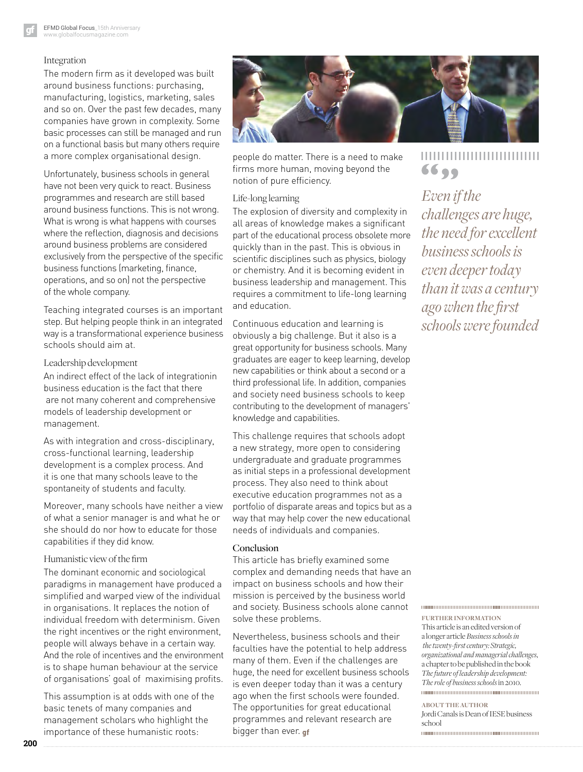### Integration

The modern firm as it developed was built around business functions: purchasing, manufacturing, logistics, marketing, sales and so on. Over the past few decades, many companies have grown in complexity. Some basic processes can still be managed and run on a functional basis but many others require a more complex organisational design.

Unfortunately, business schools in general have not been very quick to react. Business programmes and research are still based around business functions. This is not wrong. What is wrong is what happens with courses where the reflection, diagnosis and decisions around business problems are considered exclusively from the perspective of the specific business functions (marketing, finance, operations, and so on) not the perspective of the whole company.

Teaching integrated courses is an important step. But helping people think in an integrated way is a transformational experience business schools should aim at.

### Leadership development

An indirect effect of the lack of integrationin business education is the fact that there are not many coherent and comprehensive models of leadership development or management.

As with integration and cross-disciplinary, cross-functional learning, leadership development is a complex process. And it is one that many schools leave to the spontaneity of students and faculty.

Moreover, many schools have neither a view of what a senior manager is and what he or she should do nor how to educate for those capabilities if they did know.

### Humanistic view of the firm

The dominant economic and sociological paradigms in management have produced a simplified and warped view of the individual in organisations. It replaces the notion of individual freedom with determinism. Given the right incentives or the right environment, people will always behave in a certain way. And the role of incentives and the environment is to shape human behaviour at the service of organisations' goal of maximising profits.

This assumption is at odds with one of the basic tenets of many companies and management scholars who highlight the importance of these humanistic roots: people do matter. There is a need to make firms more human, moving beyond the notion of pure efficiency.

### Life-long learning

The explosion of diversity and complexity in all areas of knowledge makes a significant part of the educational process obsolete more quickly than in the past. This is obvious in scientific disciplines such as physics, biology or chemistry. And it is becoming evident in business leadership and management. This requires a commitment to life-long learning and education.

Continuous education and learning is obviously a big challenge. But it also is a great opportunity for business schools. Many graduates are eager to keep learning, develop new capabilities or think about a second or a third professional life. In addition, companies and society need business schools to keep contributing to the development of managers' knowledge and capabilities.

This challenge requires that schools adopt a new strategy, more open to considering undergraduate and graduate programmes as initial steps in a professional development process. They also need to think about executive education programmes not as a portfolio of disparate areas and topics but as a way that may help cover the new educational needs of individuals and companies.

### Conclusion

This article has briefly examined some complex and demanding needs that have an impact on business schools and how their mission is perceived by the business world and society. Business schools alone cannot solve these problems.

Nevertheless, business schools and their faculties have the potential to help address many of them. Even if the challenges are huge, the need for excellent business schools is even deeper today than it was a century ago when the first schools were founded. The opportunities for great educational programmes and relevant research are bigger than ever.

> *Even if the challenges are huge, the need for excellent business schools is even deeper today than it was a century ago when the first schools were founded*

**FURTHER INFORMATION**

This article is an edited version of a longer article *Business schools in the twenty-first century: Strategic, organizational and managerial challenges*, a chapter to be published in the book *The future of leadership development: The role of business schools* in 2010.

**ABOUT THE AUTHOR**

Jordi Canals is Dean of IESE business school